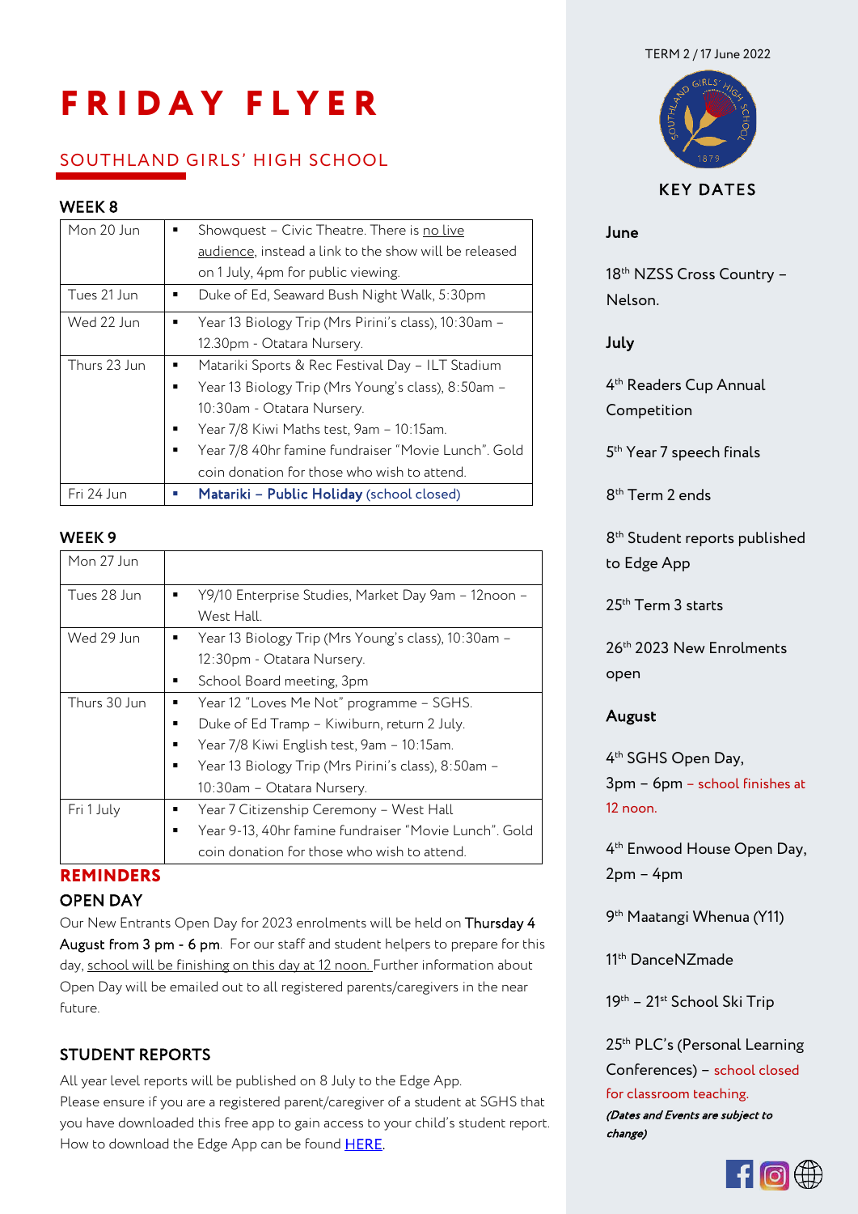# FRIDAY FLYER

## SOUTHLAND GIRLS' HIGH SCHOOL

TERM 2 / 17 June 2022

### WEEK 8

| Mon 20 Jun | ▪ Showquest – Civic Theatre. There is no live audience, instead a link to the show will be released on 1 July, 4pm for public viewing. |
|---|---|
| Tues 21 Jun | ▪ Duke of Ed, Seaward Bush Night Walk, 5:30pm |
| Wed 22 Jun | ▪ Year 13 Biology Trip (Mrs Pirini's class), 10:30am – 12.30pm - Otatara Nursery. |
| Thurs 23 Jun | ▪ Matariki Sports & Rec Festival Day – ILT Stadium<br>▪ Year 13 Biology Trip (Mrs Young's class), 8:50am – 10:30am - Otatara Nursery.<br>▪ Year 7/8 Kiwi Maths test, 9am – 10:15am.<br>▪ Year 7/8 40hr famine fundraiser "Movie Lunch". Gold coin donation for those who wish to attend. |
| Fri 24 Jun | ▪ **Matariki – Public Holiday** (school closed) |

### WEEK 9

| Mon 27 Jun | |
|---|---|
| Tues 28 Jun | ▪ Y9/10 Enterprise Studies, Market Day 9am – 12noon – West Hall. |
| Wed 29 Jun | ▪ Year 13 Biology Trip (Mrs Young's class), 10:30am – 12:30pm - Otatara Nursery.<br>▪ School Board meeting, 3pm |
| Thurs 30 Jun | ▪ Year 12 "Loves Me Not" programme – SGHS.<br>▪ Duke of Ed Tramp – Kiwiburn, return 2 July.<br>▪ Year 7/8 Kiwi English test, 9am – 10:15am.<br>▪ Year 13 Biology Trip (Mrs Pirini's class), 8:50am – 10:30am – Otatara Nursery. |
| Fri 1 July | ▪ Year 7 Citizenship Ceremony – West Hall<br>▪ Year 9-13, 40hr famine fundraiser "Movie Lunch". Gold coin donation for those who wish to attend. |

## REMINDERS

### OPEN DAY

Our New Entrants Open Day for 2023 enrolments will be held on Thursday 4 August from 3 pm - 6 pm. For our staff and student helpers to prepare for this day, school will be finishing on this day at 12 noon. Further information about Open Day will be emailed out to all registered parents/caregivers in the near future.

### STUDENT REPORTS

All year level reports will be published on 8 July to the Edge App.
Please ensure if you are a registered parent/caregiver of a student at SGHS that you have downloaded this free app to gain access to your child's student report.
How to download the Edge App can be found HERE.

## KEY DATES

**June**

18th NZSS Cross Country – Nelson.

**July**

4th Readers Cup Annual Competition

5th Year 7 speech finals

8th Term 2 ends

8th Student reports published to Edge App

25th Term 3 starts

26th 2023 New Enrolments open

**August**

4th SGHS Open Day, 3pm – 6pm – school finishes at 12 noon.

4th Enwood House Open Day, 2pm – 4pm

9th Maatangi Whenua (Y11)

11th DanceNZmade

19th – 21st School Ski Trip

25th PLC's (Personal Learning Conferences) – school closed for classroom teaching.

***(Dates and Events are subject to change)***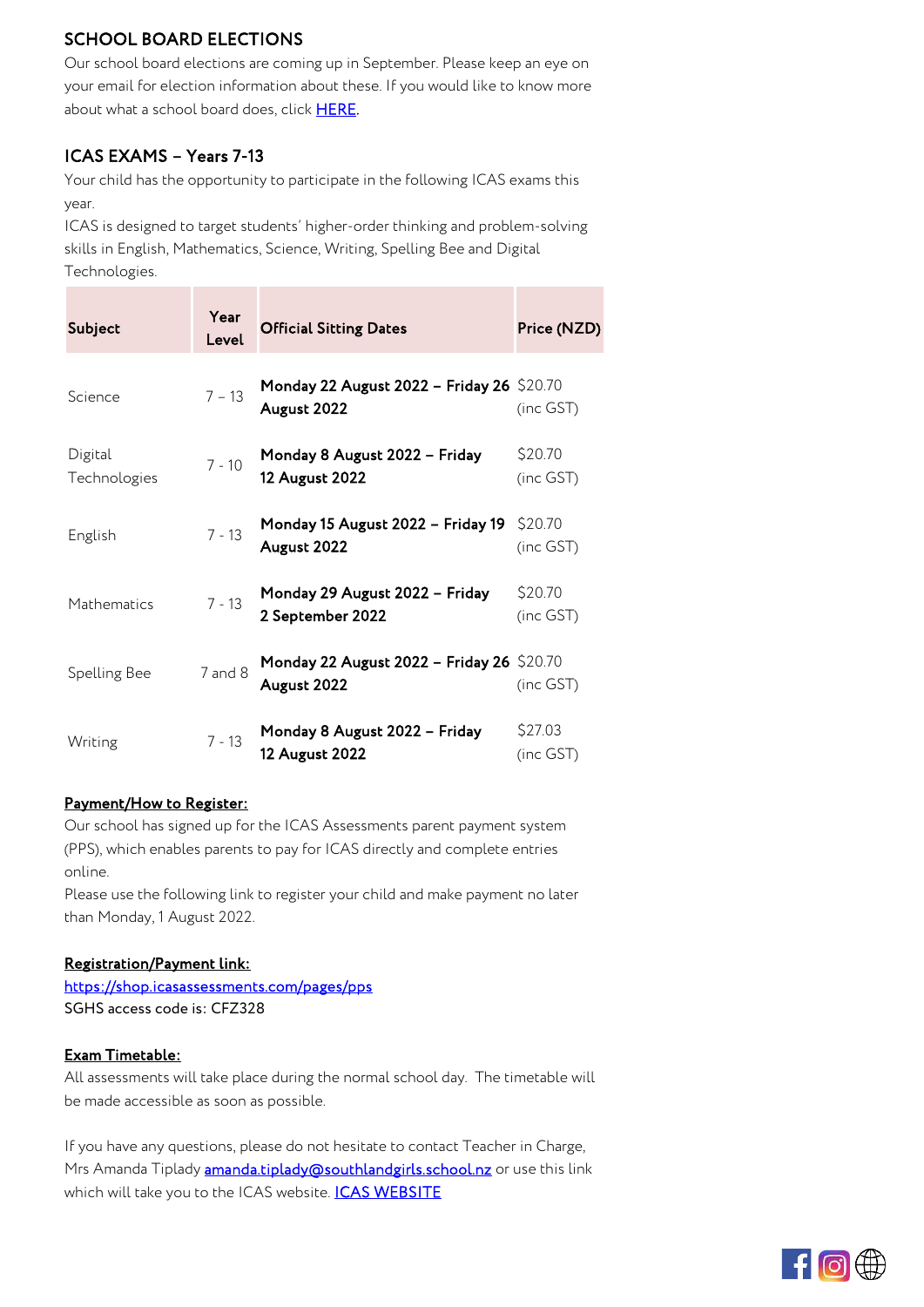## SCHOOL BOARD ELECTIONS

Our school board elections are coming up in September. Please keep an eye on your email for election information about these. If you would like to know more about what a school board does, click HERE.

## ICAS EXAMS – Years 7-13

Your child has the opportunity to participate in the following ICAS exams this year.

ICAS is designed to target students' higher-order thinking and problem-solving skills in English, Mathematics, Science, Writing, Spelling Bee and Digital Technologies.

| Subject | Year Level | Official Sitting Dates | Price (NZD) |
|---|---|---|---|
| Science | 7 – 13 | **Monday 22 August 2022 – Friday 26 August 2022** | $20.70 (inc GST) |
| Digital Technologies | 7 - 10 | **Monday 8 August 2022 – Friday 12 August 2022** | $20.70 (inc GST) |
| English | 7 - 13 | **Monday 15 August 2022 – Friday 19 August 2022** | $20.70 (inc GST) |
| Mathematics | 7 - 13 | **Monday 29 August 2022 – Friday 2 September 2022** | $20.70 (inc GST) |
| Spelling Bee | 7 and 8 | **Monday 22 August 2022 – Friday 26 August 2022** | $20.70 (inc GST) |
| Writing | 7 - 13 | **Monday 8 August 2022 – Friday 12 August 2022** | $27.03 (inc GST) |

**Payment/How to Register:**

Our school has signed up for the ICAS Assessments parent payment system (PPS), which enables parents to pay for ICAS directly and complete entries online.

Please use the following link to register your child and make payment no later than Monday, 1 August 2022.

**Registration/Payment link:**

https://shop.icasassessments.com/pages/pps

SGHS access code is: CFZ328

**Exam Timetable:**

All assessments will take place during the normal school day. The timetable will be made accessible as soon as possible.

If you have any questions, please do not hesitate to contact Teacher in Charge, Mrs Amanda Tiplady amanda.tiplady@southlandgirls.school.nz or use this link which will take you to the ICAS website. ICAS WEBSITE